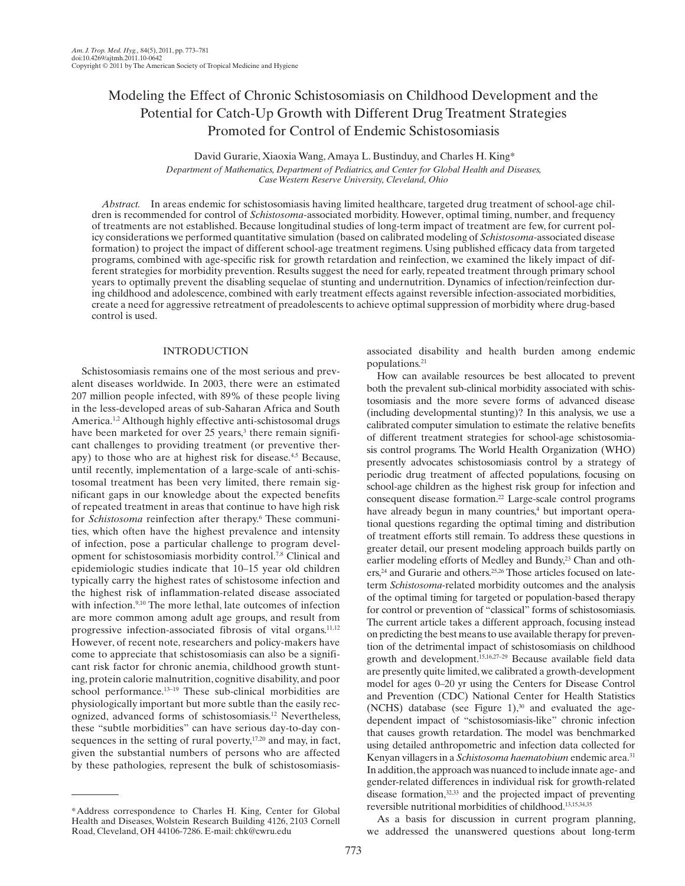# Modeling the Effect of Chronic Schistosomiasis on Childhood Development and the Potential for Catch-Up Growth with Different Drug Treatment Strategies Promoted for Control of Endemic Schistosomiasis

David Gurarie, Xiaoxia Wang, Amaya L. Bustinduy, and Charles H. King*

*Department of Mathematics, Department of Pediatrics, and Center for Global Health and Diseases, Case Western Reserve University, Cleveland, Ohio*

*Abstract.* In areas endemic for schistosomiasis having limited healthcare, targeted drug treatment of school-age children is recommended for control of *Schistosoma*-associated morbidity. However, optimal timing, number, and frequency of treatments are not established. Because longitudinal studies of long-term impact of treatment are few, for current policy considerations we performed quantitative simulation (based on calibrated modeling of *Schistosoma*-associated disease formation) to project the impact of different school-age treatment regimens. Using published efficacy data from targeted programs, combined with age-specific risk for growth retardation and reinfection, we examined the likely impact of different strategies for morbidity prevention. Results suggest the need for early, repeated treatment through primary school years to optimally prevent the disabling sequelae of stunting and undernutrition. Dynamics of infection/reinfection during childhood and adolescence, combined with early treatment effects against reversible infection-associated morbidities, create a need for aggressive retreatment of preadolescents to achieve optimal suppression of morbidity where drug-based control is used.

## INTRODUCTION

Schistosomiasis remains one of the most serious and prevalent diseases worldwide. In 2003, there were an estimated 207 million people infected, with 89% of these people living in the less-developed areas of sub-Saharan Africa and South America.[1,2] Although highly effective anti-schistosomal drugs have been marketed for over 25 years,[3] there remain significant challenges to providing treatment (or preventive therapy) to those who are at highest risk for disease.[4,5] Because, until recently, implementation of a large-scale of anti-schistosomal treatment has been very limited, there remain significant gaps in our knowledge about the expected benefits of repeated treatment in areas that continue to have high risk for *Schistosoma* reinfection after therapy.[6] These communities, which often have the highest prevalence and intensity of infection, pose a particular challenge to program development for schistosomiasis morbidity control.[7,8] Clinical and epidemiologic studies indicate that 10–15 year old children typically carry the highest rates of schistosome infection and the highest risk of inflammation-related disease associated with infection.[9,10] The more lethal, late outcomes of infection are more common among adult age groups, and result from progressive infection-associated fibrosis of vital organs.[11,12] However, of recent note, researchers and policy-makers have come to appreciate that schistosomiasis can also be a significant risk factor for chronic anemia, childhood growth stunting, protein calorie malnutrition, cognitive disability, and poor school performance.[13–19] These sub-clinical morbidities are physiologically important but more subtle than the easily recognized, advanced forms of schistosomiasis.[12] Nevertheless, these "subtle morbidities" can have serious day-to-day consequences in the setting of rural poverty,[17,20] and may, in fact, given the substantial numbers of persons who are affected by these pathologies, represent the bulk of schistosomiasis-associated disability and health burden among endemic populations.[21]

How can available resources be best allocated to prevent both the prevalent sub-clinical morbidity associated with schistosomiasis and the more severe forms of advanced disease (including developmental stunting)? In this analysis, we use a calibrated computer simulation to estimate the relative benefits of different treatment strategies for school-age schistosomiasis control programs. The World Health Organization (WHO) presently advocates schistosomiasis control by a strategy of periodic drug treatment of affected populations, focusing on school-age children as the highest risk group for infection and consequent disease formation.[22] Large-scale control programs have already begun in many countries,[4] but important operational questions regarding the optimal timing and distribution of treatment efforts still remain. To address these questions in greater detail, our present modeling approach builds partly on earlier modeling efforts of Medley and Bundy,[23] Chan and others,[24] and Gurarie and others.[25,26] Those articles focused on late-term *Schistosoma*-related morbidity outcomes and the analysis of the optimal timing for targeted or population-based therapy for control or prevention of "classical" forms of schistosomiasis. The current article takes a different approach, focusing instead on predicting the best means to use available therapy for prevention of the detrimental impact of schistosomiasis on childhood growth and development.[15,16,27–29] Because available field data are presently quite limited, we calibrated a growth-development model for ages 0–20 yr using the Centers for Disease Control and Prevention (CDC) National Center for Health Statistics (NCHS) database (see Figure 1),[30] and evaluated the age-dependent impact of "schistosomiasis-like" chronic infection that causes growth retardation. The model was benchmarked using detailed anthropometric and infection data collected for Kenyan villagers in a *Schistosoma haematobium* endemic area.[31] In addition, the approach was nuanced to include innate age- and gender-related differences in individual risk for growth-related disease formation,[32,33] and the projected impact of preventing reversible nutritional morbidities of childhood.[13,15,34,35]

As a basis for discussion in current program planning, we addressed the unanswered questions about long-term

*Address correspondence to Charles H. King, Center for Global Health and Diseases, Wolstein Research Building 4126, 2103 Cornell Road, Cleveland, OH 44106-7286. E-mail: chk@cwru.edu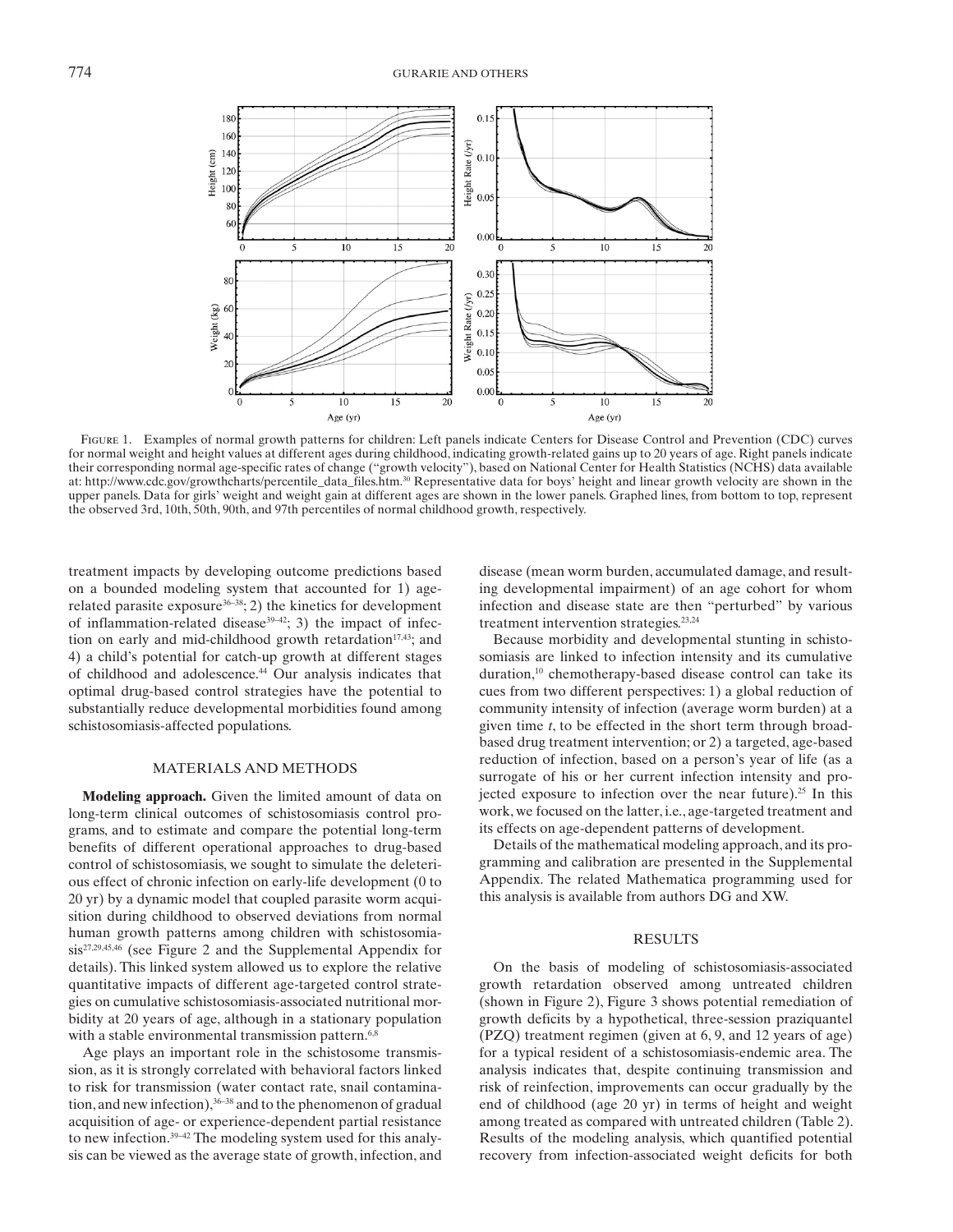FIGURE 1. Examples of normal growth patterns for children: Left panels indicate Centers for Disease Control and Prevention (CDC) curves for normal weight and height values at different ages during childhood, indicating growth-related gains up to 20 years of age. Right panels indicate their corresponding normal age-specific rates of change ("growth velocity"), based on National Center for Health Statistics (NCHS) data available at: http://www.cdc.gov/growthcharts/percentile_data_files.htm.[30] Representative data for boys' height and linear growth velocity are shown in the upper panels. Data for girls' weight and weight gain at different ages are shown in the lower panels. Graphed lines, from bottom to top, represent the observed 3rd, 10th, 50th, 90th, and 97th percentiles of normal childhood growth, respectively.

treatment impacts by developing outcome predictions based on a bounded modeling system that accounted for 1) age-related parasite exposure[36–38]; 2) the kinetics for development of inflammation-related disease[39–42]; 3) the impact of infection on early and mid-childhood growth retardation[17,43]; and 4) a child's potential for catch-up growth at different stages of childhood and adolescence.[44] Our analysis indicates that optimal drug-based control strategies have the potential to substantially reduce developmental morbidities found among schistosomiasis-affected populations.

## MATERIALS AND METHODS

**Modeling approach.** Given the limited amount of data on long-term clinical outcomes of schistosomiasis control programs, and to estimate and compare the potential long-term benefits of different operational approaches to drug-based control of schistosomiasis, we sought to simulate the deleterious effect of chronic infection on early-life development (0 to 20 yr) by a dynamic model that coupled parasite worm acquisition during childhood to observed deviations from normal human growth patterns among children with schistosomiasis[27,29,45,46] (see Figure 2 and the Supplemental Appendix for details). This linked system allowed us to explore the relative quantitative impacts of different age-targeted control strategies on cumulative schistosomiasis-associated nutritional morbidity at 20 years of age, although in a stationary population with a stable environmental transmission pattern.[6,8]

Age plays an important role in the schistosome transmission, as it is strongly correlated with behavioral factors linked to risk for transmission (water contact rate, snail contamination, and new infection),[36–38] and to the phenomenon of gradual acquisition of age- or experience-dependent partial resistance to new infection.[39–42] The modeling system used for this analysis can be viewed as the average state of growth, infection, and disease (mean worm burden, accumulated damage, and resulting developmental impairment) of an age cohort for whom infection and disease state are then "perturbed" by various treatment intervention strategies.[23,24]

Because morbidity and developmental stunting in schistosomiasis are linked to infection intensity and its cumulative duration,[10] chemotherapy-based disease control can take its cues from two different perspectives: 1) a global reduction of community intensity of infection (average worm burden) at a given time *t*, to be effected in the short term through broad-based drug treatment intervention; or 2) a targeted, age-based reduction of infection, based on a person's year of life (as a surrogate of his or her current infection intensity and projected exposure to infection over the near future).[25] In this work, we focused on the latter, i.e., age-targeted treatment and its effects on age-dependent patterns of development.

Details of the mathematical modeling approach, and its programming and calibration are presented in the Supplemental Appendix. The related Mathematica programming used for this analysis is available from authors DG and XW.

## RESULTS

On the basis of modeling of schistosomiasis-associated growth retardation observed among untreated children (shown in Figure 2), Figure 3 shows potential remediation of growth deficits by a hypothetical, three-session praziquantel (PZQ) treatment regimen (given at 6, 9, and 12 years of age) for a typical resident of a schistosomiasis-endemic area. The analysis indicates that, despite continuing transmission and risk of reinfection, improvements can occur gradually by the end of childhood (age 20 yr) in terms of height and weight among treated as compared with untreated children (Table 2). Results of the modeling analysis, which quantified potential recovery from infection-associated weight deficits for both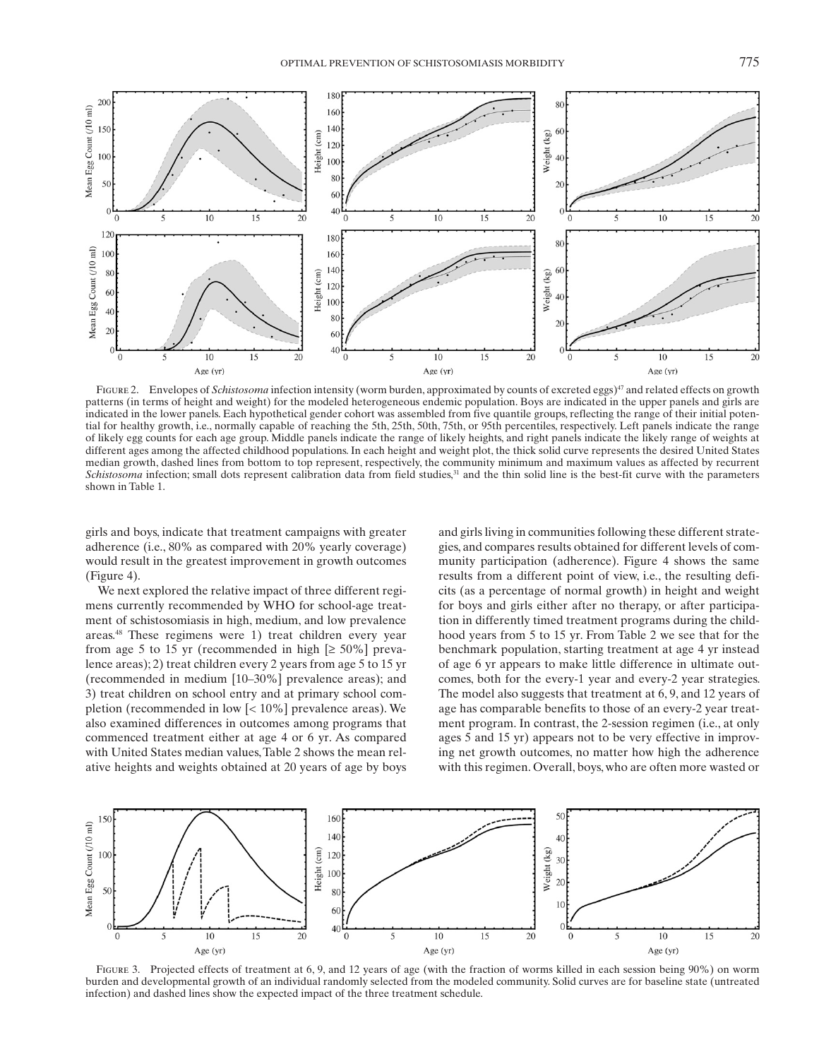FIGURE 2. Envelopes of *Schistosoma* infection intensity (worm burden, approximated by counts of excreted eggs)[47] and related effects on growth patterns (in terms of height and weight) for the modeled heterogeneous endemic population. Boys are indicated in the upper panels and girls are indicated in the lower panels. Each hypothetical gender cohort was assembled from five quantile groups, reflecting the range of their initial potential for healthy growth, i.e., normally capable of reaching the 5th, 25th, 50th, 75th, or 95th percentiles, respectively. Left panels indicate the range of likely egg counts for each age group. Middle panels indicate the range of likely heights, and right panels indicate the likely range of weights at different ages among the affected childhood populations. In each height and weight plot, the thick solid curve represents the desired United States median growth, dashed lines from bottom to top represent, respectively, the community minimum and maximum values as affected by recurrent *Schistosoma* infection; small dots represent calibration data from field studies,[31] and the thin solid line is the best-fit curve with the parameters shown in Table 1.

girls and boys, indicate that treatment campaigns with greater adherence (i.e., 80% as compared with 20% yearly coverage) would result in the greatest improvement in growth outcomes (Figure 4).

We next explored the relative impact of three different regimens currently recommended by WHO for school-age treatment of schistosomiasis in high, medium, and low prevalence areas.[48] These regimens were 1) treat children every year from age 5 to 15 yr (recommended in high [≥ 50%] prevalence areas); 2) treat children every 2 years from age 5 to 15 yr (recommended in medium [10–30%] prevalence areas); and 3) treat children on school entry and at primary school completion (recommended in low [< 10%] prevalence areas). We also examined differences in outcomes among programs that commenced treatment either at age 4 or 6 yr. As compared with United States median values, Table 2 shows the mean relative heights and weights obtained at 20 years of age by boys and girls living in communities following these different strategies, and compares results obtained for different levels of community participation (adherence). Figure 4 shows the same results from a different point of view, i.e., the resulting deficits (as a percentage of normal growth) in height and weight for boys and girls either after no therapy, or after participation in differently timed treatment programs during the childhood years from 5 to 15 yr. From Table 2 we see that for the benchmark population, starting treatment at age 4 yr instead of age 6 yr appears to make little difference in ultimate outcomes, both for the every-1 year and every-2 year strategies. The model also suggests that treatment at 6, 9, and 12 years of age has comparable benefits to those of an every-2 year treatment program. In contrast, the 2-session regimen (i.e., at only ages 5 and 15 yr) appears not to be very effective in improving net growth outcomes, no matter how high the adherence with this regimen. Overall, boys, who are often more wasted or

FIGURE 3. Projected effects of treatment at 6, 9, and 12 years of age (with the fraction of worms killed in each session being 90%) on worm burden and developmental growth of an individual randomly selected from the modeled community. Solid curves are for baseline state (untreated infection) and dashed lines show the expected impact of the three treatment schedule.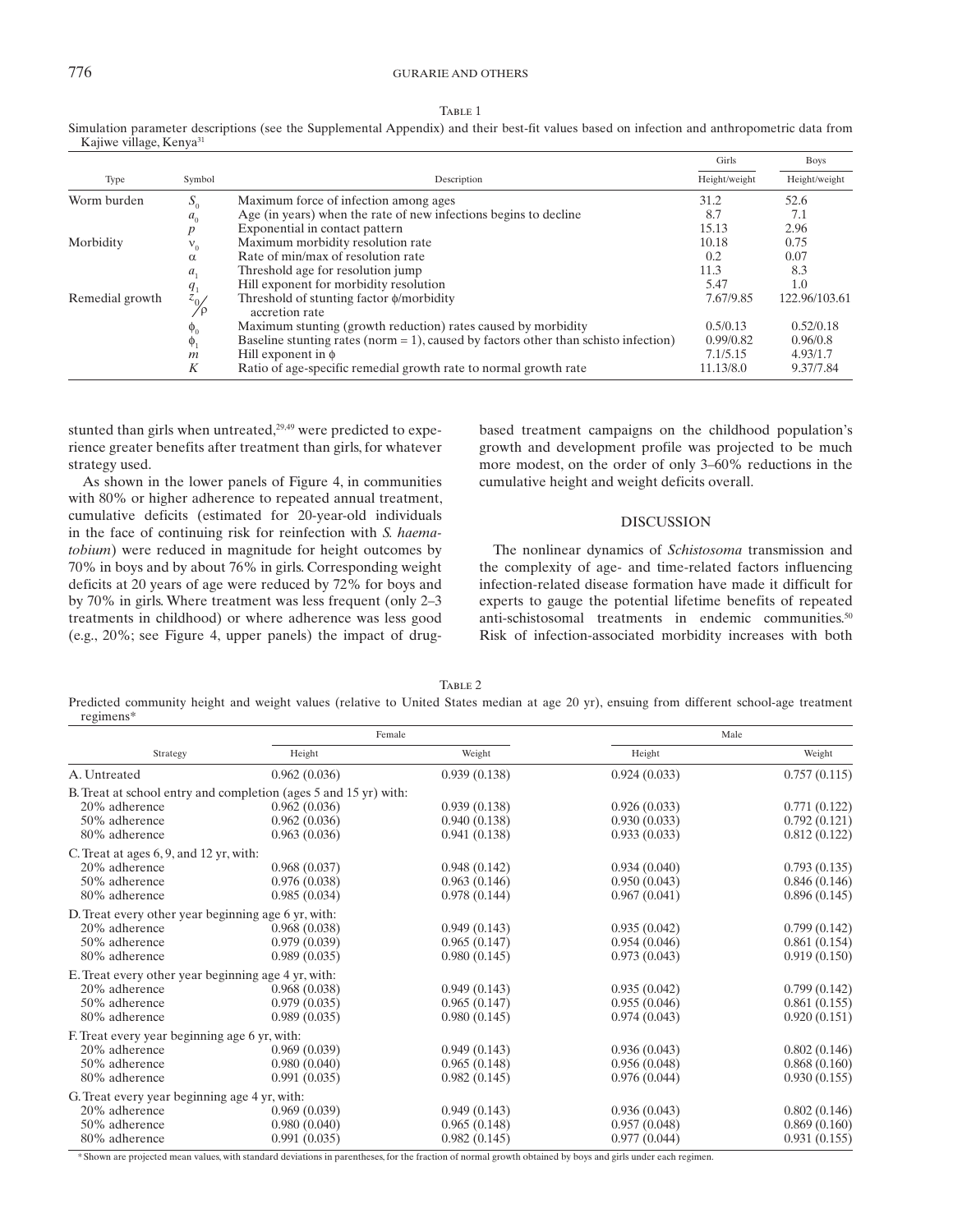Table 1

Simulation parameter descriptions (see the Supplemental Appendix) and their best-fit values based on infection and anthropometric data from Kajiwe village, Kenya[31]

| Type | Symbol | Description | Girls Height/weight | Boys Height/weight |
|---|---|---|---|---|
| Worm burden | $S_0$ | Maximum force of infection among ages | 31.2 | 52.6 |
| | $a_0$ | Age (in years) when the rate of new infections begins to decline | 8.7 | 7.1 |
| | $p$ | Exponential in contact pattern | 15.13 | 2.96 |
| Morbidity | $\nu_0$ | Maximum morbidity resolution rate | 10.18 | 0.75 |
| | $\alpha$ | Rate of min/max of resolution rate | 0.2 | 0.07 |
| | $a_1$ | Threshold age for resolution jump | 11.3 | 8.3 |
| | $q_1$ | Hill exponent for morbidity resolution | 5.47 | 1.0 |
| Remedial growth | $z_0/\rho$ | Threshold of stunting factor $\phi$/morbidity accretion rate | 7.67/9.85 | 122.96/103.61 |
| | $\phi_0$ | Maximum stunting (growth reduction) rates caused by morbidity | 0.5/0.13 | 0.52/0.18 |
| | $\phi_1$ | Baseline stunting rates (norm = 1), caused by factors other than schisto infection) | 0.99/0.82 | 0.96/0.8 |
| | $m$ | Hill exponent in $\phi$ | 7.1/5.15 | 4.93/1.7 |
| | $K$ | Ratio of age-specific remedial growth rate to normal growth rate | 11.13/8.0 | 9.37/7.84 |

stunted than girls when untreated,[29,49] were predicted to experience greater benefits after treatment than girls, for whatever strategy used.

As shown in the lower panels of Figure 4, in communities with 80% or higher adherence to repeated annual treatment, cumulative deficits (estimated for 20-year-old individuals in the face of continuing risk for reinfection with *S. haematobium*) were reduced in magnitude for height outcomes by 70% in boys and by about 76% in girls. Corresponding weight deficits at 20 years of age were reduced by 72% for boys and by 70% in girls. Where treatment was less frequent (only 2–3 treatments in childhood) or where adherence was less good (e.g., 20%; see Figure 4, upper panels) the impact of drug-based treatment campaigns on the childhood population's growth and development profile was projected to be much more modest, on the order of only 3–60% reductions in the cumulative height and weight deficits overall.

## DISCUSSION

The nonlinear dynamics of *Schistosoma* transmission and the complexity of age- and time-related factors influencing infection-related disease formation have made it difficult for experts to gauge the potential lifetime benefits of repeated anti-schistosomal treatments in endemic communities.[50] Risk of infection-associated morbidity increases with both

Table 2

Predicted community height and weight values (relative to United States median at age 20 yr), ensuing from different school-age treatment regimens*

| Strategy | Female Height | Female Weight | Male Height | Male Weight |
|---|---|---|---|---|
| A. Untreated | 0.962 (0.036) | 0.939 (0.138) | 0.924 (0.033) | 0.757 (0.115) |
| B. Treat at school entry and completion (ages 5 and 15 yr) with: | | | | |
| 20% adherence | 0.962 (0.036) | 0.939 (0.138) | 0.926 (0.033) | 0.771 (0.122) |
| 50% adherence | 0.962 (0.036) | 0.940 (0.138) | 0.930 (0.033) | 0.792 (0.121) |
| 80% adherence | 0.963 (0.036) | 0.941 (0.138) | 0.933 (0.033) | 0.812 (0.122) |
| C. Treat at ages 6, 9, and 12 yr, with: | | | | |
| 20% adherence | 0.968 (0.037) | 0.948 (0.142) | 0.934 (0.040) | 0.793 (0.135) |
| 50% adherence | 0.976 (0.038) | 0.963 (0.146) | 0.950 (0.043) | 0.846 (0.146) |
| 80% adherence | 0.985 (0.034) | 0.978 (0.144) | 0.967 (0.041) | 0.896 (0.145) |
| D. Treat every other year beginning age 6 yr, with: | | | | |
| 20% adherence | 0.968 (0.038) | 0.949 (0.143) | 0.935 (0.042) | 0.799 (0.142) |
| 50% adherence | 0.979 (0.039) | 0.965 (0.147) | 0.954 (0.046) | 0.861 (0.154) |
| 80% adherence | 0.989 (0.035) | 0.980 (0.145) | 0.973 (0.043) | 0.919 (0.150) |
| E. Treat every other year beginning age 4 yr, with: | | | | |
| 20% adherence | 0.968 (0.038) | 0.949 (0.143) | 0.935 (0.042) | 0.799 (0.142) |
| 50% adherence | 0.979 (0.035) | 0.965 (0.147) | 0.955 (0.046) | 0.861 (0.155) |
| 80% adherence | 0.989 (0.035) | 0.980 (0.145) | 0.974 (0.043) | 0.920 (0.151) |
| F. Treat every year beginning age 6 yr, with: | | | | |
| 20% adherence | 0.969 (0.039) | 0.949 (0.143) | 0.936 (0.043) | 0.802 (0.146) |
| 50% adherence | 0.980 (0.040) | 0.965 (0.148) | 0.956 (0.048) | 0.868 (0.160) |
| 80% adherence | 0.991 (0.035) | 0.982 (0.145) | 0.976 (0.044) | 0.930 (0.155) |
| G. Treat every year beginning age 4 yr, with: | | | | |
| 20% adherence | 0.969 (0.039) | 0.949 (0.143) | 0.936 (0.043) | 0.802 (0.146) |
| 50% adherence | 0.980 (0.040) | 0.965 (0.148) | 0.957 (0.048) | 0.869 (0.160) |
| 80% adherence | 0.991 (0.035) | 0.982 (0.145) | 0.977 (0.044) | 0.931 (0.155) |

*Shown are projected mean values, with standard deviations in parentheses, for the fraction of normal growth obtained by boys and girls under each regimen.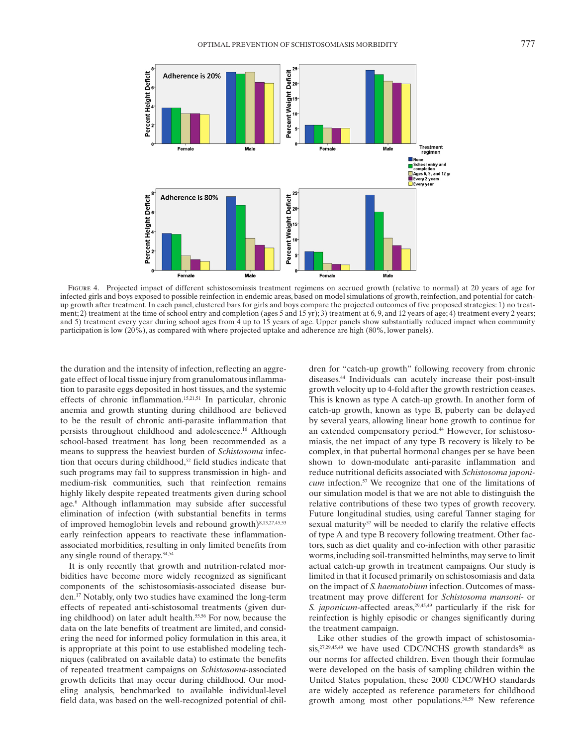FIGURE 4. Projected impact of different schistosomiasis treatment regimens on accrued growth (relative to normal) at 20 years of age for infected girls and boys exposed to possible reinfection in endemic areas, based on model simulations of growth, reinfection, and potential for catch-up growth after treatment. In each panel, clustered bars for girls and boys compare the projected outcomes of five proposed strategies: 1) no treatment; 2) treatment at the time of school entry and completion (ages 5 and 15 yr); 3) treatment at 6, 9, and 12 years of age; 4) treatment every 2 years; and 5) treatment every year during school ages from 4 up to 15 years of age. Upper panels show substantially reduced impact when community participation is low (20%), as compared with where projected uptake and adherence are high (80%, lower panels).

the duration and the intensity of infection, reflecting an aggregate effect of local tissue injury from granulomatous inflammation to parasite eggs deposited in host tissues, and the systemic effects of chronic inflammation.[15,21,51] In particular, chronic anemia and growth stunting during childhood are believed to be the result of chronic anti-parasite inflammation that persists throughout childhood and adolescence.[16] Although school-based treatment has long been recommended as a means to suppress the heaviest burden of *Schistosoma* infection that occurs during childhood,[52] field studies indicate that such programs may fail to suppress transmission in high- and medium-risk communities, such that reinfection remains highly likely despite repeated treatments given during school age.[6] Although inflammation may subside after successful elimination of infection (with substantial benefits in terms of improved hemoglobin levels and rebound growth)[8,13,27,45,53] early reinfection appears to reactivate these inflammation-associated morbidities, resulting in only limited benefits from any single round of therapy.[34,54]

It is only recently that growth and nutrition-related morbidities have become more widely recognized as significant components of the schistosomiasis-associated burden.[17] Notably, only two studies have examined the long-term effects of repeated anti-schistosomal treatments (given during childhood) on later adult health.[55,56] For now, because the data on the late benefits of treatment are limited, and considering the need for informed policy formulation in this area, it is appropriate at this point to use established modeling techniques (calibrated on available data) to estimate the benefits of repeated treatment campaigns on *Schistosoma*-associated growth deficits that may occur during childhood. Our modeling analysis, benchmarked to available individual-level field data, was based on the well-recognized potential of children for "catch-up growth" following recovery from chronic diseases.[44] Individuals can acutely increase their post-insult growth velocity up to 4-fold after the growth restriction ceases. This is known as type A catch-up growth. In another form of catch-up growth, known as type B, puberty can be delayed by several years, allowing linear bone growth to continue for an extended compensatory period.[44] However, for schistosomiasis, the net impact of any type B recovery is likely to be complex, in that pubertal hormonal changes per se have been shown to down-modulate anti-parasite inflammation and reduce nutritional deficits associated with *Schistosoma japonicum* infection.[57] We recognize that one of the limitations of our simulation model is that we are not able to distinguish the relative contributions of these two types of growth recovery. Future longitudinal studies, using careful Tanner staging for sexual maturity[57] will be needed to clarify the relative effects of type A and type B recovery following treatment. Other factors, such as diet quality and co-infection with other parasitic worms, including soil-transmitted helminths, may serve to limit actual catch-up growth in treatment campaigns. Our study is limited in that it focused primarily on schistosomiasis and data on the impact of *S. haematobium* infection. Outcomes of mass-treatment may prove different for *Schistosoma mansoni*- or *S. japonicum*-affected areas,[29,45,49] particularly if the risk for reinfection is highly episodic or changes significantly during the treatment campaign.

Like other studies of the growth impact of schistosomiasis,[27,29,45,49] we have used CDC/NCHS growth standards[58] as our norms for affected children. Even though their formulae were developed on the basis of sampling children within the United States population, these 2000 CDC/WHO standards are widely accepted as reference parameters for childhood growth among most other populations.[30,59] New reference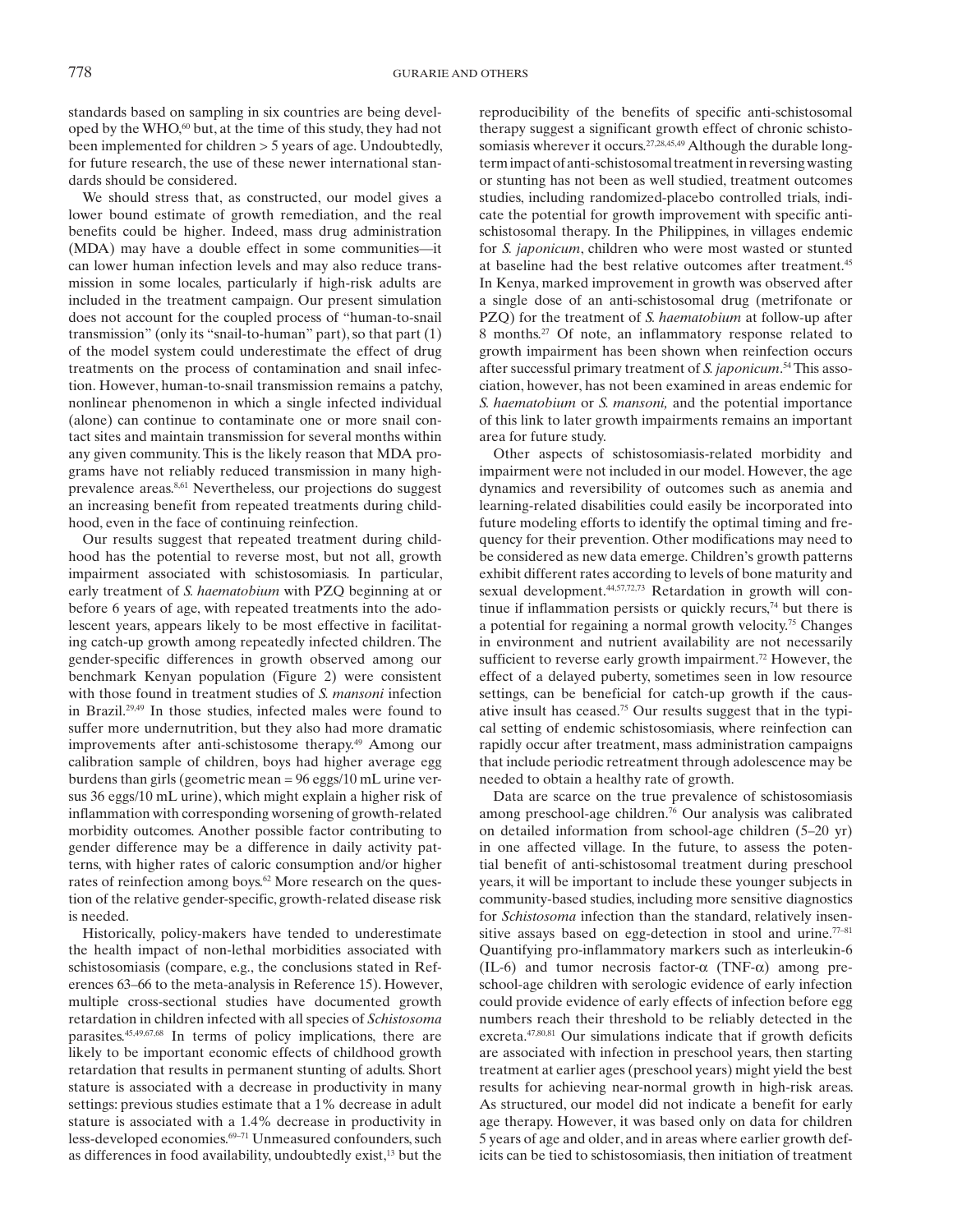standards based on sampling in six countries are being developed by the WHO,[60] but, at the time of this study, they had not been implemented for children > 5 years of age. Undoubtedly, for future research, the use of these newer international standards should be considered.

We should stress that, as constructed, our model gives a lower bound estimate of growth remediation, and the real benefits could be higher. Indeed, mass drug administration (MDA) may have a double effect in some communities—it can lower human infection levels and may also reduce transmission in some locales, particularly if high-risk adults are included in the treatment campaign. Our present simulation does not account for the coupled process of "human-to-snail transmission" (only its "snail-to-human" part), so that part (1) of the model system could underestimate the effect of drug treatments on the process of contamination and snail infection. However, human-to-snail transmission remains a patchy, nonlinear phenomenon in which a single infected individual (alone) can continue to contaminate one or more snail contact sites and maintain transmission for several months within any given community. This is the likely reason that MDA programs have not reliably reduced transmission in many high-prevalence areas.[8,61] Nevertheless, our projections do suggest an increasing benefit from repeated treatments during childhood, even in the face of continuing reinfection.

Our results suggest that repeated treatment during childhood has the potential to reverse most, but not all, growth impairment associated with schistosomiasis. In particular, early treatment of *S. haematobium* with PZQ beginning at or before 6 years of age, with repeated treatments into the adolescent years, appears likely to be most effective in facilitating catch-up growth among repeatedly infected children. The gender-specific differences in growth observed among our benchmark Kenyan population (Figure 2) were consistent with those found in treatment studies of *S. mansoni* infection in Brazil.[29,49] In those studies, infected males were found to suffer more undernutrition, but they also had more dramatic improvements after anti-schistosome therapy.[49] Among our calibration sample of children, boys had higher average egg burdens than girls (geometric mean = 96 eggs/10 mL urine versus 36 eggs/10 mL urine), which might explain a higher risk of inflammation with corresponding worsening of growth-related morbidity outcomes. Another possible factor contributing to gender difference may be a difference in daily activity patterns, with higher rates of caloric consumption and/or higher rates of reinfection among boys.[62] More research on the question of the relative gender-specific, growth-related disease risk is needed.

Historically, policy-makers have tended to underestimate the health impact of non-lethal morbidities associated with schistosomiasis (compare, e.g., the conclusions stated in References 63–66 to the meta-analysis in Reference 15). However, multiple cross-sectional studies have documented growth retardation in children infected with all species of *Schistosoma* parasites.[45,49,67,68] In terms of policy implications, there are likely to be important economic effects of childhood growth retardation that results in permanent stunting of adults. Short stature is associated with a decrease in productivity in many settings: previous studies estimate that a 1% decrease in adult stature is associated with a 1.4% decrease in productivity in less-developed economies.[69–71] Unmeasured confounders, such as differences in food availability, undoubtedly exist,[13] but the reproducibility of the benefits of specific anti-schistosomal therapy suggest a significant growth effect of chronic schistosomiasis wherever it occurs.[27,28,45,49] Although the durable long-term impact of anti-schistosomal treatment in reversing wasting or stunting has not been as well studied, treatment outcomes studies, including randomized-placebo controlled trials, indicate the potential for growth improvement with specific anti-schistosomal therapy. In the Philippines, in villages endemic for *S. japonicum*, children who were most wasted or stunted at baseline had the best relative outcomes after treatment.[45] In Kenya, marked improvement in growth was observed after a single dose of an anti-schistosomal drug (metrifonate or PZQ) for the treatment of *S. haematobium* at follow-up after 8 months.[27] Of note, an inflammatory response related to growth impairment has been shown when reinfection occurs after successful primary treatment of *S. japonicum*.[54] This association, however, has not been examined in areas endemic for *S. haematobium* or *S. mansoni,* and the potential importance of this link to later growth impairments remains an important area for future study.

Other aspects of schistosomiasis-related morbidity and impairment were not included in our model. However, the age dynamics and reversibility of outcomes such as anemia and learning-related disabilities could easily be incorporated into future modeling efforts to identify the optimal timing and frequency for their prevention. Other modifications may need to be considered as new data emerge. Children's growth patterns exhibit different rates according to levels of bone maturity and sexual development.[44,57,72,73] Retardation in growth will continue if inflammation persists or quickly recurs,[74] but there is a potential for regaining a normal growth velocity.[75] Changes in environment and nutrient availability are not necessarily sufficient to reverse early growth impairment.[72] However, the effect of a delayed puberty, sometimes seen in low resource settings, can be beneficial for catch-up growth if the causative insult has ceased.[75] Our results suggest that in the typical setting of endemic schistosomiasis, where reinfection can rapidly occur after treatment, mass administration campaigns that include periodic retreatment through adolescence may be needed to obtain a healthy rate of growth.

Data are scarce on the true prevalence of schistosomiasis among preschool-age children.[76] Our analysis was calibrated on detailed information from school-age children (5–20 yr) in one affected village. In the future, to assess the potential benefit of anti-schistosomal treatment during preschool years, it will be important to include these younger subjects in community-based studies, including more sensitive diagnostics for *Schistosoma* infection than the standard, relatively insensitive assays based on egg-detection in stool and urine.[77–81] Quantifying pro-inflammatory markers such as interleukin-6 (IL-6) and tumor necrosis factor-α (TNF-α) among preschool-age children with serologic evidence of early infection could provide evidence of early effects of infection before egg numbers reach their threshold to be reliably detected in the excreta.[47,80,81] Our simulations indicate that if growth deficits are associated with infection in preschool years, then starting treatment at earlier ages (preschool years) might yield the best results for achieving near-normal growth in high-risk areas. As structured, our model did not indicate a benefit for early age therapy. However, it was based only on data for children 5 years of age and older, and in areas where earlier growth deficits can be tied to schistosomiasis, then initiation of treatment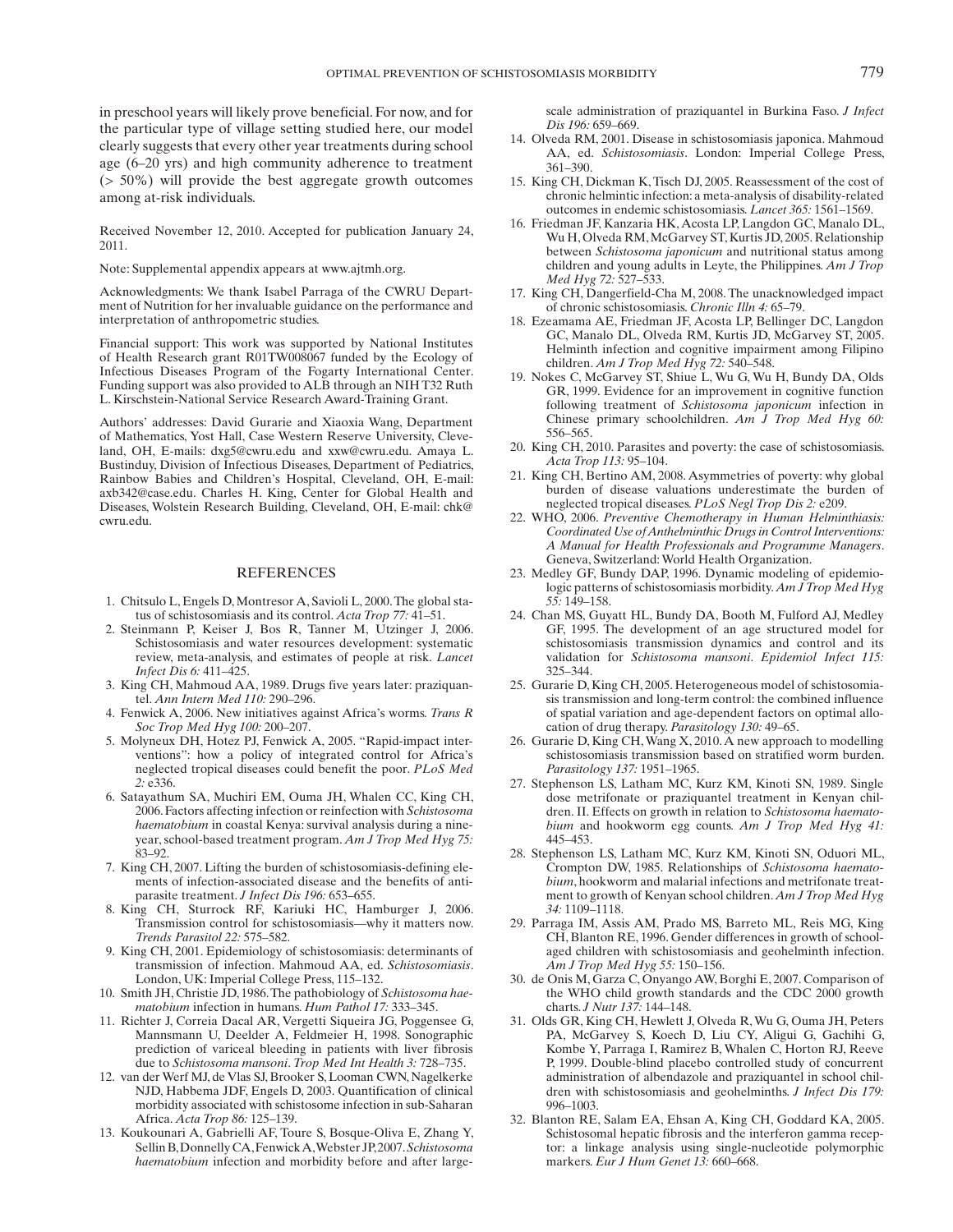in preschool years will likely prove beneficial. For now, and for the particular type of village setting studied here, our model clearly suggests that every other year treatments during school age (6–20 yrs) and high community adherence to treatment (> 50%) will provide the best aggregate growth outcomes among at-risk individuals.

Received November 12, 2010. Accepted for publication January 24, 2011.

Note: Supplemental appendix appears at www.ajtmh.org.

Acknowledgments: We thank Isabel Parraga of the CWRU Department of Nutrition for her invaluable guidance on the performance and interpretation of anthropometric studies.

Financial support: This work was supported by National Institutes of Health Research grant R01TW008067 funded by the Ecology of Infectious Diseases Program of the Fogarty International Center. Funding support was also provided to ALB through an NIH T32 Ruth L. Kirschstein-National Service Research Award-Training Grant.

Authors' addresses: David Gurarie and Xiaoxia Wang, Department of Mathematics, Yost Hall, Case Western Reserve University, Cleveland, OH, E-mails: dxg5@cwru.edu and xxw@cwru.edu. Amaya L. Bustinduy, Division of Infectious Diseases, Department of Pediatrics, Rainbow Babies and Children's Hospital, Cleveland, OH, E-mail: axb342@case.edu. Charles H. King, Center for Global Health and Diseases, Wolstein Research Building, Cleveland, OH, E-mail: chk@cwru.edu.

## REFERENCES

1. Chitsulo L, Engels D, Montresor A, Savioli L, 2000. The global status of schistosomiasis and its control. *Acta Trop 77:* 41–51.
2. Steinmann P, Keiser J, Bos R, Tanner M, Utzinger J, 2006. Schistosomiasis and water resources development: systematic review, meta-analysis, and estimates of people at risk. *Lancet Infect Dis 6:* 411–425.
3. King CH, Mahmoud AA, 1989. Drugs five years later: praziquantel. *Ann Intern Med 110:* 290–296.
4. Fenwick A, 2006. New initiatives against Africa's worms. *Trans R Soc Trop Med Hyg 100:* 200–207.
5. Molyneux DH, Hotez PJ, Fenwick A, 2005. "Rapid-impact interventions": how a policy of integrated control for Africa's neglected tropical diseases could benefit the poor. *PLoS Med 2:* e336.
6. Satayathum SA, Muchiri EM, Ouma JH, Whalen CC, King CH, 2006. Factors affecting infection or reinfection with *Schistosoma haematobium* in coastal Kenya: survival analysis during a nine-year, school-based treatment program. *Am J Trop Med Hyg 75:* 83–92.
7. King CH, 2007. Lifting the burden of schistosomiasis-defining elements of infection-associated disease and the benefits of antiparasite treatment. *J Infect Dis 196:* 653–655.
8. King CH, Sturrock RF, Kariuki HC, Hamburger J, 2006. Transmission control for schistosomiasis—why it matters now. *Trends Parasitol 22:* 575–582.
9. King CH, 2001. Epidemiology of schistosomiasis: determinants of transmission of infection. Mahmoud AA, ed. *Schistosomiasis*. London, UK: Imperial College Press, 115–132.
10. Smith JH, Christie JD, 1986. The pathobiology of *Schistosoma haematobium* infection in humans. *Hum Pathol 17:* 333–345.
11. Richter J, Correia Dacal AR, Vergetti Siqueira JG, Poggensee G, Mannsmann U, Deelder A, Feldmeier H, 1998. Sonographic prediction of variceal bleeding in patients with liver fibrosis due to *Schistosoma mansoni*. *Trop Med Int Health 3:* 728–735.
12. van der Werf MJ, de Vlas SJ, Brooker S, Looman CWN, Nagelkerke NJD, Habbema JDF, Engels D, 2003. Quantification of clinical morbidity associated with schistosome infection in sub-Saharan Africa. *Acta Trop 86:* 125–139.
13. Koukounari A, Gabrielli AF, Toure S, Bosque-Oliva E, Zhang Y, Sellin B, Donnelly CA, Fenwick A, Webster JP, 2007. *Schistosoma haematobium* infection and morbidity before and after large-scale administration of praziquantel in Burkina Faso. *J Infect Dis 196:* 659–669.
14. Olveda RM, 2001. Disease in schistosomiasis japonica. Mahmoud AA, ed. *Schistosomiasis*. London: Imperial College Press, 361–390.
15. King CH, Dickman K, Tisch DJ, 2005. Reassessment of the cost of chronic helmintic infection: a meta-analysis of disability-related outcomes in endemic schistosomiasis. *Lancet 365:* 1561–1569.
16. Friedman JF, Kanzaria HK, Acosta LP, Langdon GC, Manalo DL, Wu H, Olveda RM, McGarvey ST, Kurtis JD, 2005. Relationship between *Schistosoma japonicum* and nutritional status among children and young adults in Leyte, the Philippines. *Am J Trop Med Hyg 72:* 527–533.
17. King CH, Dangerfield-Cha M, 2008. The unacknowledged impact of chronic schistosomiasis. *Chronic Illn 4:* 65–79.
18. Ezeamama AE, Friedman JF, Acosta LP, Bellinger DC, Langdon GC, Manalo DL, Olveda RM, Kurtis JD, McGarvey ST, 2005. Helminth infection and cognitive impairment among Filipino children. *Am J Trop Med Hyg 72:* 540–548.
19. Nokes C, McGarvey ST, Shiue L, Wu G, Wu H, Bundy DA, Olds GR, 1999. Evidence for an improvement in cognitive function following treatment of *Schistosoma japonicum* infection in Chinese primary schoolchildren. *Am J Trop Med Hyg 60:* 556–565.
20. King CH, 2010. Parasites and poverty: the case of schistosomiasis. *Acta Trop 113:* 95–104.
21. King CH, Bertino AM, 2008. Asymmetries of poverty: why global burden of disease valuations underestimate the burden of neglected tropical diseases. *PLoS Negl Trop Dis 2:* e209.
22. WHO, 2006. *Preventive Chemotherapy in Human Helminthiasis: Coordinated Use of Anthelminthic Drugs in Control Interventions: A Manual for Health Professionals and Programme Managers*. Geneva, Switzerland: World Health Organization.
23. Medley GF, Bundy DAP, 1996. Dynamic modeling of epidemiologic patterns of schistosomiasis morbidity. *Am J Trop Med Hyg 55:* 149–158.
24. Chan MS, Guyatt HL, Bundy DA, Booth M, Fulford AJ, Medley GF, 1995. The development of an age structured model for schistosomiasis transmission dynamics and control and its validation for *Schistosoma mansoni*. *Epidemiol Infect 115:* 325–344.
25. Gurarie D, King CH, 2005. Heterogeneous model of schistosomiasis transmission and long-term control: the combined influence of spatial variation and age-dependent factors on optimal allocation of drug therapy. *Parasitology 130:* 49–65.
26. Gurarie D, King CH, Wang X, 2010. A new approach to modelling schistosomiasis transmission based on stratified worm burden. *Parasitology 137:* 1951–1965.
27. Stephenson LS, Latham MC, Kurz KM, Kinoti SN, 1989. Single dose metrifonate or praziquantel treatment in Kenyan children. II. Effects on growth in relation to *Schistosoma haematobium* and hookworm egg counts. *Am J Trop Med Hyg 41:* 445–453.
28. Stephenson LS, Latham MC, Kurz KM, Kinoti SN, Oduori ML, Crompton DW, 1985. Relationships of *Schistosoma haematobium*, hookworm and malarial infections and metrifonate treatment to growth of Kenyan school children. *Am J Trop Med Hyg 34:* 1109–1118.
29. Parraga IM, Assis AM, Prado MS, Barreto ML, Reis MG, King CH, Blanton RE, 1996. Gender differences in growth of school-aged children with schistosomiasis and geohelminth infection. *Am J Trop Med Hyg 55:* 150–156.
30. de Onis M, Garza C, Onyango AW, Borghi E, 2007. Comparison of the WHO child growth standards and the CDC 2000 growth charts. *J Nutr 137:* 144–148.
31. Olds GR, King CH, Hewlett J, Olveda R, Wu G, Ouma JH, Peters PA, McGarvey S, Koech D, Liu CY, Aligui G, Gachihi G, Kombe Y, Parraga I, Ramirez B, Whalen C, Horton RJ, Reeve P, 1999. Double-blind placebo controlled study of concurrent administration of albendazole and praziquantel in school children with schistosomiasis and geohelminths. *J Infect Dis 179:* 996–1003.
32. Blanton RE, Salam EA, Ehsan A, King CH, Goddard KA, 2005. Schistosomal hepatic fibrosis and the interferon gamma receptor: a linkage analysis using single-nucleotide polymorphic markers. *Eur J Hum Genet 13:* 660–668.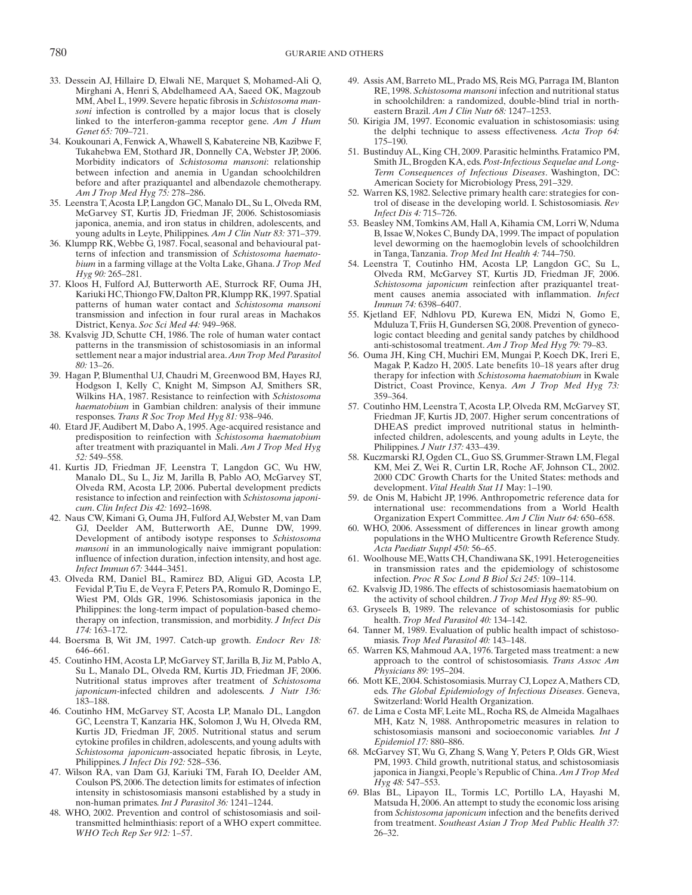33. Dessein AJ, Hillaire D, Elwali NE, Marquet S, Mohamed-Ali Q, Mirghani A, Henri S, Abdelhameed AA, Saeed OK, Magzoub MM, Abel L, 1999. Severe hepatic fibrosis in *Schistosoma mansoni* infection is controlled by a major locus that is closely linked to the interferon-gamma receptor gene. *Am J Hum Genet 65:* 709–721.
34. Koukounari A, Fenwick A, Whawell S, Kabatereine NB, Kazibwe F, Tukahebwa EM, Stothard JR, Donnelly CA, Webster JP, 2006. Morbidity indicators of *Schistosoma mansoni*: relationship between infection and anemia in Ugandan schoolchildren before and after praziquantel and albendazole chemotherapy. *Am J Trop Med Hyg 75:* 278–286.
35. Leenstra T, Acosta LP, Langdon GC, Manalo DL, Su L, Olveda RM, McGarvey ST, Kurtis JD, Friedman JF, 2006. Schistosomiasis japonica, anemia, and iron status in children, adolescents, and young adults in Leyte, Philippines. *Am J Clin Nutr 83:* 371–379.
36. Klumpp RK, Webbe G, 1987. Focal, seasonal and behavioural patterns of infection and transmission of *Schistosoma haematobium* in a farming village at the Volta Lake, Ghana. *J Trop Med Hyg 90:* 265–281.
37. Kloos H, Fulford AJ, Butterworth AE, Sturrock RF, Ouma JH, Kariuki HC, Thiongo FW, Dalton PR, Klumpp RK, 1997. Spatial patterns of human water contact and *Schistosoma mansoni* transmission and infection in four rural areas in Machakos District, Kenya. *Soc Sci Med 44:* 949–968.
38. Kvalsvig JD, Schutte CH, 1986. The role of human water contact patterns in the transmission of schistosomiasis in an informal settlement near a major industrial area. *Ann Trop Med Parasitol 80:* 13–26.
39. Hagan P, Blumenthal UJ, Chaudri M, Greenwood BM, Hayes RJ, Hodgson I, Kelly C, Knight M, Simpson AJ, Smithers SR, Wilkins HA, 1987. Resistance to reinfection with *Schistosoma haematobium* in Gambian children: analysis of their immune responses. *Trans R Soc Trop Med Hyg 81:* 938–946.
40. Etard JF, Audibert M, Dabo A, 1995. Age-acquired resistance and predisposition to reinfection with *Schistosoma haematobium* after treatment with praziquantel in Mali. *Am J Trop Med Hyg 52:* 549–558.
41. Kurtis JD, Friedman JF, Leenstra T, Langdon GC, Wu HW, Manalo DL, Su L, Jiz M, Jarilla B, Pablo AO, McGarvey ST, Olveda RM, Acosta LP, 2006. Pubertal development predicts resistance to infection and reinfection with *Schistosoma japonicum*. *Clin Infect Dis 42:* 1692–1698.
42. Naus CW, Kimani G, Ouma JH, Fulford AJ, Webster M, van Dam GJ, Deelder AM, Butterworth AE, Dunne DW, 1999. Development of antibody isotype responses to *Schistosoma mansoni* in an immunologically naive immigrant population: influence of infection duration, infection intensity, and host age. *Infect Immun 67:* 3444–3451.
43. Olveda RM, Daniel BL, Ramirez BD, Aligui GD, Acosta LP, Fevidal P, Tiu E, de Veyra F, Peters PA, Romulo R, Domingo E, Wiest PM, Olds GR, 1996. Schistosomiasis japonica in the Philippines: the long-term impact of population-based chemotherapy on infection, transmission, and morbidity. *J Infect Dis 174:* 163–172.
44. Boersma B, Wit JM, 1997. Catch-up growth. *Endocr Rev 18:* 646–661.
45. Coutinho HM, Acosta LP, McGarvey ST, Jarilla B, Jiz M, Pablo A, Su L, Manalo DL, Olveda RM, Kurtis JD, Friedman JF, 2006. Nutritional status improves after treatment of *Schistosoma japonicum*-infected children and adolescents. *J Nutr 136:* 183–188.
46. Coutinho HM, McGarvey ST, Acosta LP, Manalo DL, Langdon GC, Leenstra T, Kanzaria HK, Solomon J, Wu H, Olveda RM, Kurtis JD, Friedman JF, 2005. Nutritional status and serum cytokine profiles in children, adolescents, and young adults with *Schistosoma japonicum*-associated hepatic fibrosis, in Leyte, Philippines. *J Infect Dis 192:* 528–536.
47. Wilson RA, van Dam GJ, Kariuki TM, Farah IO, Deelder AM, Coulson PS, 2006. The detection limits for estimates of infection intensity in schistosomiasis mansoni established by a study in non-human primates. *Int J Parasitol 36:* 1241–1244.
48. WHO, 2002. Prevention and control of schistosomiasis and soil-transmitted helminthiasis: report of a WHO expert committee. *WHO Tech Rep Ser 912:* 1–57.
49. Assis AM, Barreto ML, Prado MS, Reis MG, Parraga IM, Blanton RE, 1998. *Schistosoma mansoni* infection and nutritional status in schoolchildren: a randomized, double-blind trial in northeastern Brazil. *Am J Clin Nutr 68:* 1247–1253.
50. Kirigia JM, 1997. Economic evaluation in schistosomiasis: using the delphi technique to assess effectiveness. *Acta Trop 64:* 175–190.
51. Bustinduy AL, King CH, 2009. Parasitic helminths. Fratamico PM, Smith JL, Brogden KA, eds. *Post-Infectious Sequelae and Long-Term Consequences of Infectious Diseases*. Washington, DC: American Society for Microbiology Press, 291–329.
52. Warren KS, 1982. Selective primary health care: strategies for control of disease in the developing world. I. Schistosomiasis. *Rev Infect Dis 4:* 715–726.
53. Beasley NM, Tomkins AM, Hall A, Kihamia CM, Lorri W, Nduma B, Issae W, Nokes C, Bundy DA, 1999. The impact of population level deworming on the haemoglobin levels of schoolchildren in Tanga, Tanzania. *Trop Med Int Health 4:* 744–750.
54. Leenstra T, Coutinho HM, Acosta LP, Langdon GC, Su L, Olveda RM, McGarvey ST, Kurtis JD, Friedman JF, 2006. *Schistosoma japonicum* reinfection after praziquantel treatment causes anemia associated with inflammation. *Infect Immun 74:* 6398–6407.
55. Kjetland EF, Ndhlovu PD, Kurewa EN, Midzi N, Gomo E, Mduluza T, Friis H, Gundersen SG, 2008. Prevention of gynecologic contact bleeding and genital sandy patches by childhood anti-schistosomal treatment. *Am J Trop Med Hyg 79:* 79–83.
56. Ouma JH, King CH, Muchiri EM, Mungai P, Koech DK, Ireri E, Magak P, Kadzo H, 2005. Late benefits 10–18 years after drug therapy for infection with *Schistosoma haematobium* in Kwale District, Coast Province, Kenya. *Am J Trop Med Hyg 73:* 359–364.
57. Coutinho HM, Leenstra T, Acosta LP, Olveda RM, McGarvey ST, Friedman JF, Kurtis JD, 2007. Higher serum concentrations of DHEAS predict improved nutritional status in helminth-infected children, adolescents, and young adults in Leyte, the Philippines. *J Nutr 137:* 433–439.
58. Kuczmarski RJ, Ogden CL, Guo SS, Grummer-Strawn LM, Flegal KM, Mei Z, Wei R, Curtin LR, Roche AF, Johnson CL, 2002. 2000 CDC Growth Charts for the United States: methods and development. *Vital Health Stat 11* May: 1–190.
59. de Onis M, Habicht JP, 1996. Anthropometric reference data for international use: recommendations from a World Health Organization Expert Committee. *Am J Clin Nutr 64:* 650–658.
60. WHO, 2006. Assessment of differences in linear growth among populations in the WHO Multicentre Growth Reference Study. *Acta Paediatr Suppl 450:* 56–65.
61. Woolhouse ME, Watts CH, Chandiwana SK, 1991. Heterogeneities in transmission rates and the epidemiology of schistosome infection. *Proc R Soc Lond B Biol Sci 245:* 109–114.
62. Kvalsvig JD, 1986. The effects of schistosomiasis haematobium on the activity of school children. *J Trop Med Hyg 89:* 85–90.
63. Gryseels B, 1989. The relevance of schistosomiasis for public health. *Trop Med Parasitol 40:* 134–142.
64. Tanner M, 1989. Evaluation of public health impact of schistosomiasis. *Trop Med Parasitol 40:* 143–148.
65. Warren KS, Mahmoud AA, 1976. Targeted mass treatment: a new approach to the control of schistosomiasis. *Trans Assoc Am Physicians 89:* 195–204.
66. Mott KE, 2004. Schistosomiasis. Murray CJ, Lopez A, Mathers CD, eds. *The Global Epidemiology of Infectious Diseases*. Geneva, Switzerland: World Health Organization.
67. de Lima e Costa MF, Leite ML, Rocha RS, de Almeida Magalhaes MH, Katz N, 1988. Anthropometric measures in relation to schistosomiasis mansoni and socioeconomic variables. *Int J Epidemiol 17:* 880–886.
68. McGarvey ST, Wu G, Zhang S, Wang Y, Peters P, Olds GR, Wiest PM, 1993. Child growth, nutritional status, and schistosomiasis japonica in Jiangxi, People's Republic of China. *Am J Trop Med Hyg 48:* 547–553.
69. Blas BL, Lipayon IL, Tormis LC, Portillo LA, Hayashi M, Matsuda H, 2006. An attempt to study the economic loss arising from *Schistosoma japonicum* infection and the benefits derived from treatment. *Southeast Asian J Trop Med Public Health 37:* 26–32.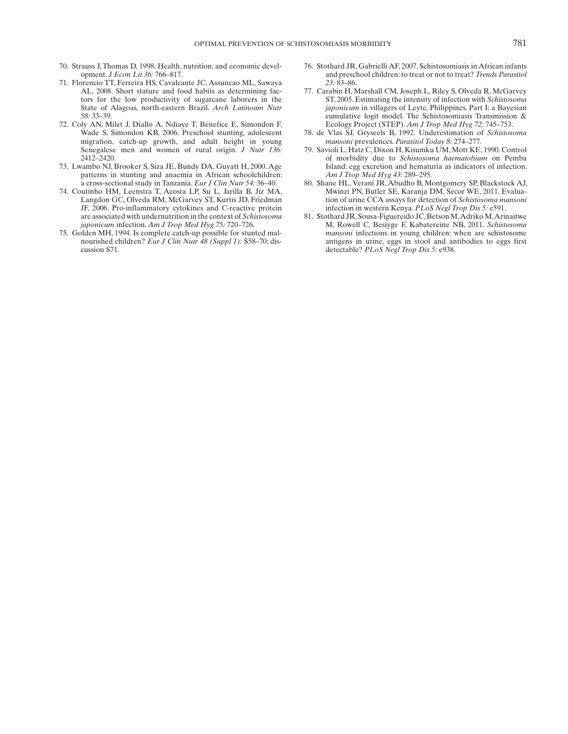70. Strauss J, Thomas D, 1998. Health, nutrition, and economic development. *J Econ Lit 36:* 766–817.
71. Florencio TT, Ferreira HS, Cavalcante JC, Assuncao ML, Sawaya AL, 2008. Short stature and food habits as determining factors for the low productivity of sugarcane laborers in the State of Alagoas, north-eastern Brazil. *Arch Latinoam Nutr 58:* 33–39.
72. Coly AN, Milet J, Diallo A, Ndiaye T, Benefice E, Simondon F, Wade S, Simondon KB, 2006. Preschool stunting, adolescent migration, catch-up growth, and adult height in young Senegalese men and women of rural origin. *J Nutr 136:* 2412–2420.
73. Lwambo NJ, Brooker S, Siza JE, Bundy DA, Guyatt H, 2000. Age patterns in stunting and anaemia in African schoolchildren: a cross-sectional study in Tanzania. *Eur J Clin Nutr 54:* 36–40.
74. Coutinho HM, Leenstra T, Acosta LP, Su L, Jarilla B, Jiz MA, Langdon GC, Olveda RM, McGarvey ST, Kurtis JD, Friedman JF, 2006. Pro-inflammatory cytokines and C-reactive protein are associated with undernutrition in the context of *Schistosoma japonicum* infection. *Am J Trop Med Hyg 75:* 720–726.
75. Golden MH, 1994. Is complete catch-up possible for stunted malnourished children? *Eur J Clin Nutr 48 (Suppl 1):* S58–70; discussion S71.
76. Stothard JR, Gabrielli AF, 2007. Schistosomiasis in African infants and preschool children: to treat or not to treat? *Trends Parasitol 23:* 83–86.
77. Carabin H, Marshall CM, Joseph L, Riley S, Olveda R, McGarvey ST, 2005. Estimating the intensity of infection with *Schistosoma japonicum* in villagers of Leyte, Philippines. Part I: a Bayesian cumulative logit model. The Schistosomiasis Transmission & Ecology Project (STEP). *Am J Trop Med Hyg 72:* 745–753.
78. de Vlas SJ, Gryseels B, 1992. Underestimation of *Schistosoma mansoni* prevalences. *Parasitol Today 8:* 274–277.
79. Savioli L, Hatz C, Dixon H, Kisumku UM, Mott KE, 1990. Control of morbidity due to *Schistosoma haematobium* on Pemba Island: egg excretion and hematuria as indicators of infection. *Am J Trop Med Hyg 43:* 289–295.
80. Shane HL, Verani JR, Abudho B, Montgomery SP, Blackstock AJ, Mwinzi PN, Butler SE, Karanja DM, Secor WE, 2011. Evaluation of urine CCA assays for detection of *Schistosoma mansoni* infection in western Kenya. *PLoS Negl Trop Dis 5:* e591.
81. Stothard JR, Sousa-Figuereido JC, Betson M, Adriko M, Arinaitwe M, Rowell C, Besiyge F, Kabatereine NB, 2011. *Schistosoma mansoni* infections in young children: when are schistosome antigens in urine, eggs in stool and antibodies to eggs first detectable? *PLoS Negl Trop Dis 5:* e938.